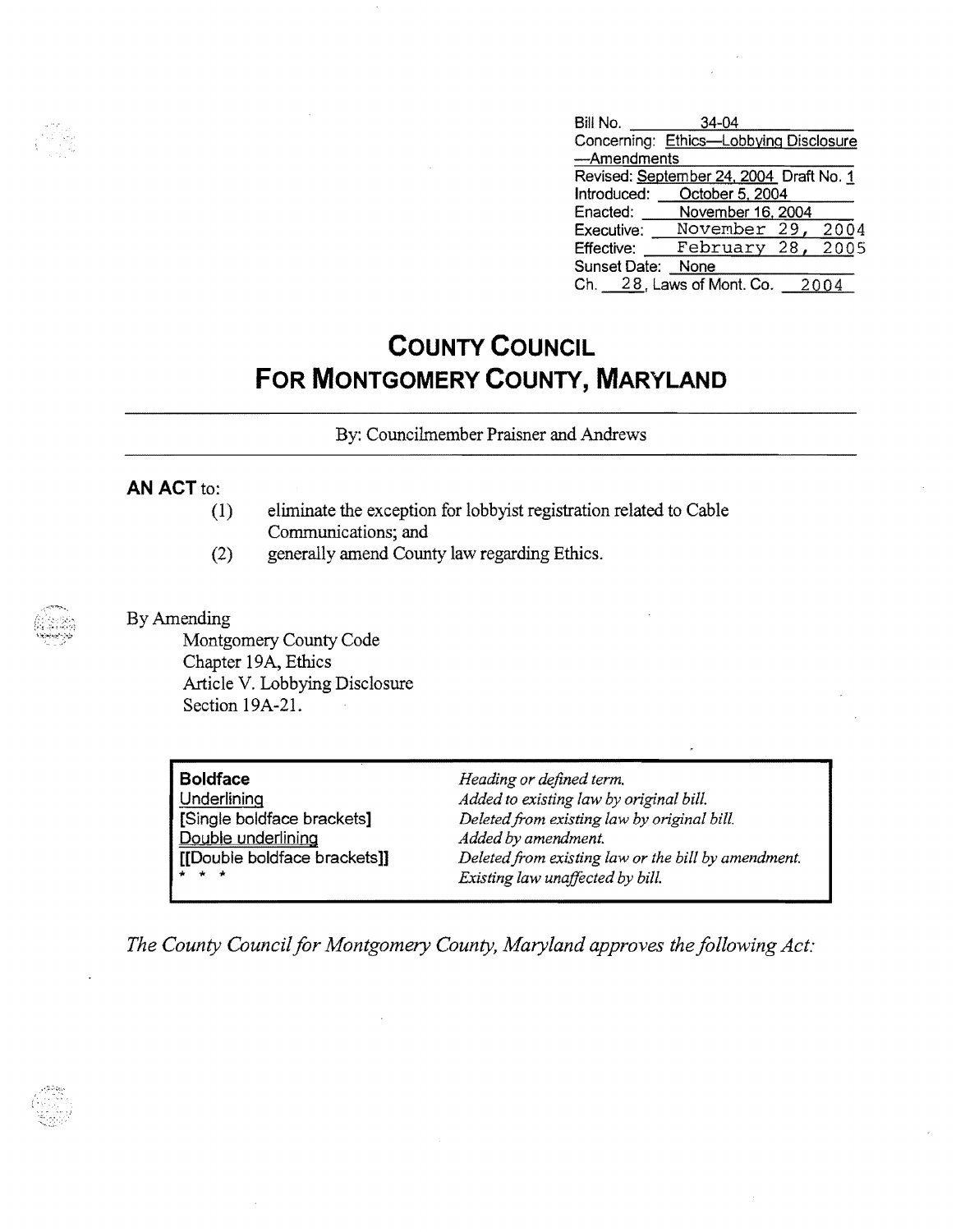| | |
|---|---|
| Bill No. | 34-04 |
| Concerning: | Ethics—Lobbying Disclosure —Amendments |
| Revised: | September 24, 2004 Draft No. 1 |
| Introduced: | October 5, 2004 |
| Enacted: | November 16, 2004 |
| Executive: | November 29, 2004 |
| Effective: | February 28, 2005 |
| Sunset Date: | None |
| Ch. 28, Laws of Mont. Co. | 2004 |

# COUNTY COUNCIL FOR MONTGOMERY COUNTY, MARYLAND

By: Councilmember Praisner and Andrews

**AN ACT** to:

(1) eliminate the exception for lobbyist registration related to Cable Communications; and

(2) generally amend County law regarding Ethics.

By Amending

Montgomery County Code
Chapter 19A, Ethics
Article V. Lobbying Disclosure
Section 19A-21.

| | |
|---|---|
| **Boldface** | *Heading or defined term.* |
| Underlining | *Added to existing law by original bill.* |
| [Single boldface brackets] | *Deleted from existing law by original bill.* |
| Double underlining | *Added by amendment.* |
| [[Double boldface brackets]] | *Deleted from existing law or the bill by amendment.* |
| * * * | *Existing law unaffected by bill.* |

*The County Council for Montgomery County, Maryland approves the following Act:*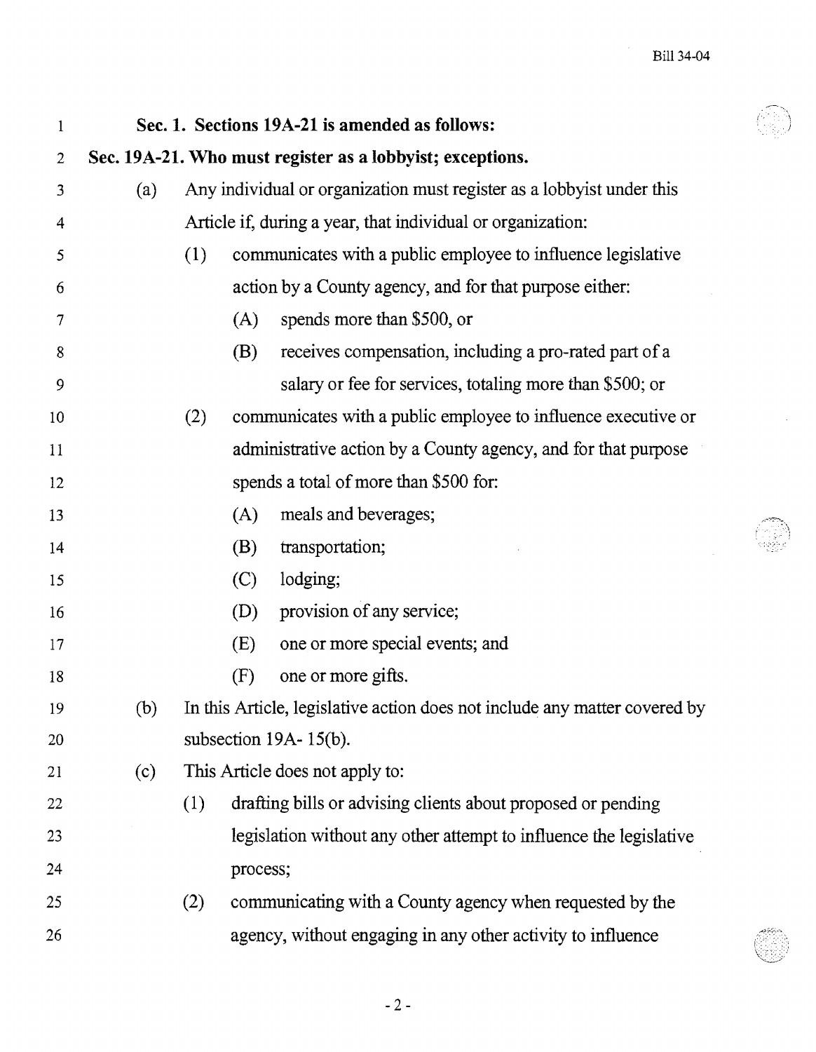**Sec. 1. Sections 19A-21 is amended as follows:**

**Sec. 19A-21. Who must register as a lobbyist; exceptions.**

(a) Any individual or organization must register as a lobbyist under this Article if, during a year, that individual or organization:

  (1) communicates with a public employee to influence legislative action by a County agency, and for that purpose either:

    (A) spends more than $500, or

    (B) receives compensation, including a pro-rated part of a salary or fee for services, totaling more than $500; or

  (2) communicates with a public employee to influence executive or administrative action by a County agency, and for that purpose spends a total of more than $500 for:

    (A) meals and beverages;

    (B) transportation;

    (C) lodging;

    (D) provision of any service;

    (E) one or more special events; and

    (F) one or more gifts.

(b) In this Article, legislative action does not include any matter covered by subsection 19A- 15(b).

(c) This Article does not apply to:

  (1) drafting bills or advising clients about proposed or pending legislation without any other attempt to influence the legislative process;

  (2) communicating with a County agency when requested by the agency, without engaging in any other activity to influence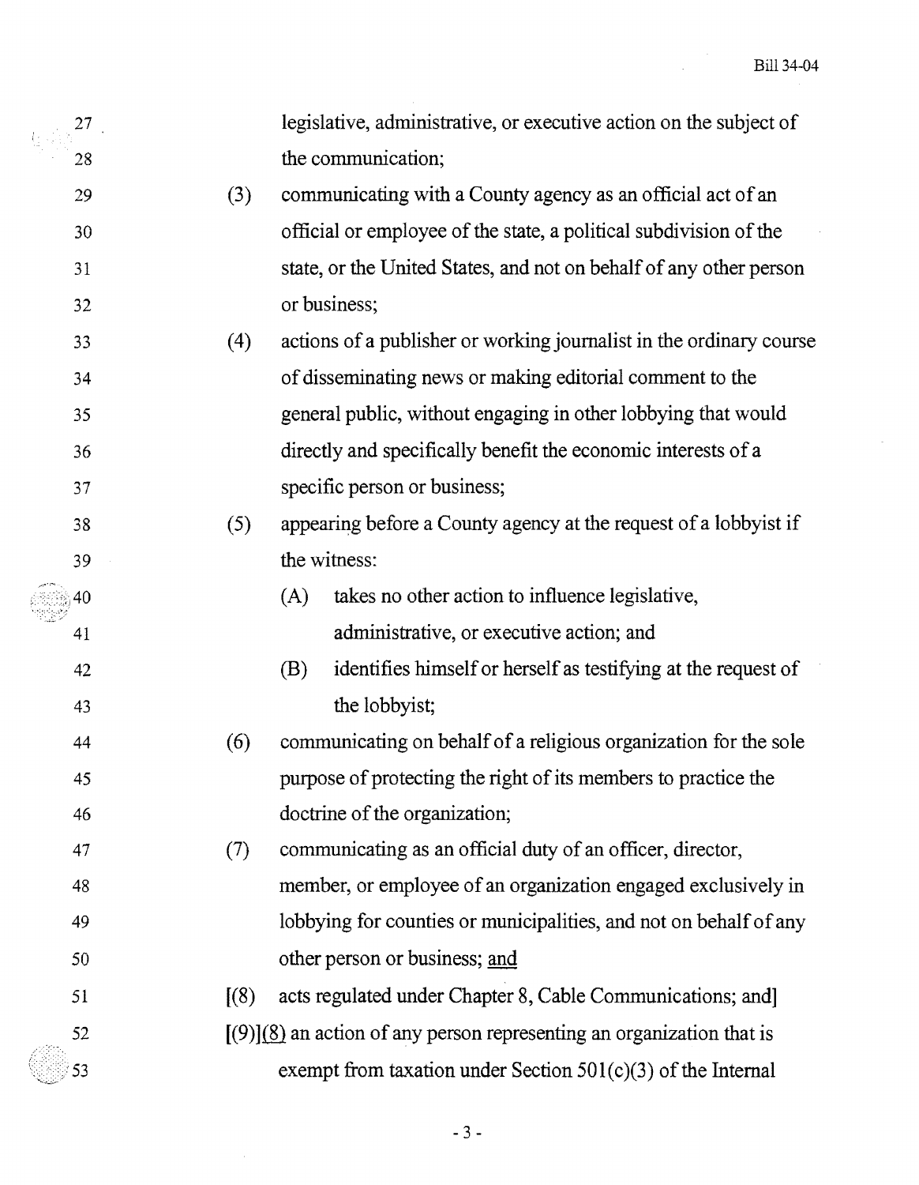legislative, administrative, or executive action on the subject of the communication;

(3) communicating with a County agency as an official act of an official or employee of the state, a political subdivision of the state, or the United States, and not on behalf of any other person or business;

(4) actions of a publisher or working journalist in the ordinary course of disseminating news or making editorial comment to the general public, without engaging in other lobbying that would directly and specifically benefit the economic interests of a specific person or business;

(5) appearing before a County agency at the request of a lobbyist if the witness:

(A) takes no other action to influence legislative, administrative, or executive action; and

(B) identifies himself or herself as testifying at the request of the lobbyist;

(6) communicating on behalf of a religious organization for the sole purpose of protecting the right of its members to practice the doctrine of the organization;

(7) communicating as an official duty of an officer, director, member, or employee of an organization engaged exclusively in lobbying for counties or municipalities, and not on behalf of any other person or business; and

[(8) acts regulated under Chapter 8, Cable Communications; and]

[(9)](8) an action of any person representing an organization that is exempt from taxation under Section 501(c)(3) of the Internal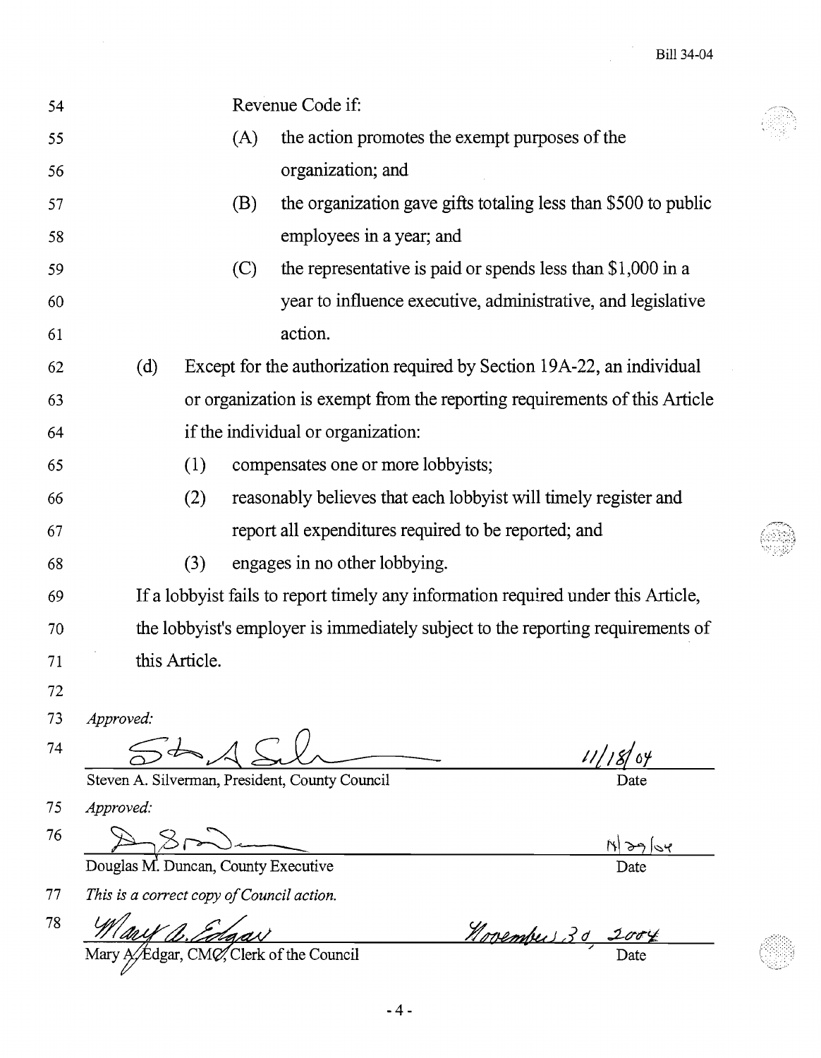Revenue Code if:

(A) the action promotes the exempt purposes of the organization; and

(B) the organization gave gifts totaling less than $500 to public employees in a year; and

(C) the representative is paid or spends less than $1,000 in a year to influence executive, administrative, and legislative action.

(d) Except for the authorization required by Section 19A-22, an individual or organization is exempt from the reporting requirements of this Article if the individual or organization:

(1) compensates one or more lobbyists;

(2) reasonably believes that each lobbyist will timely register and report all expenditures required to be reported; and

(3) engages in no other lobbying.

If a lobbyist fails to report timely any information required under this Article, the lobbyist's employer is immediately subject to the reporting requirements of this Article.

*Approved:*

Steven A. Silverman, President, County Council — Date: 11/18/04

*Approved:*

Douglas M. Duncan, County Executive — Date: 11/29/04

*This is a correct copy of Council action.*

Mary A. Edgar, CMC, Clerk of the Council — Date: November 30, 2004